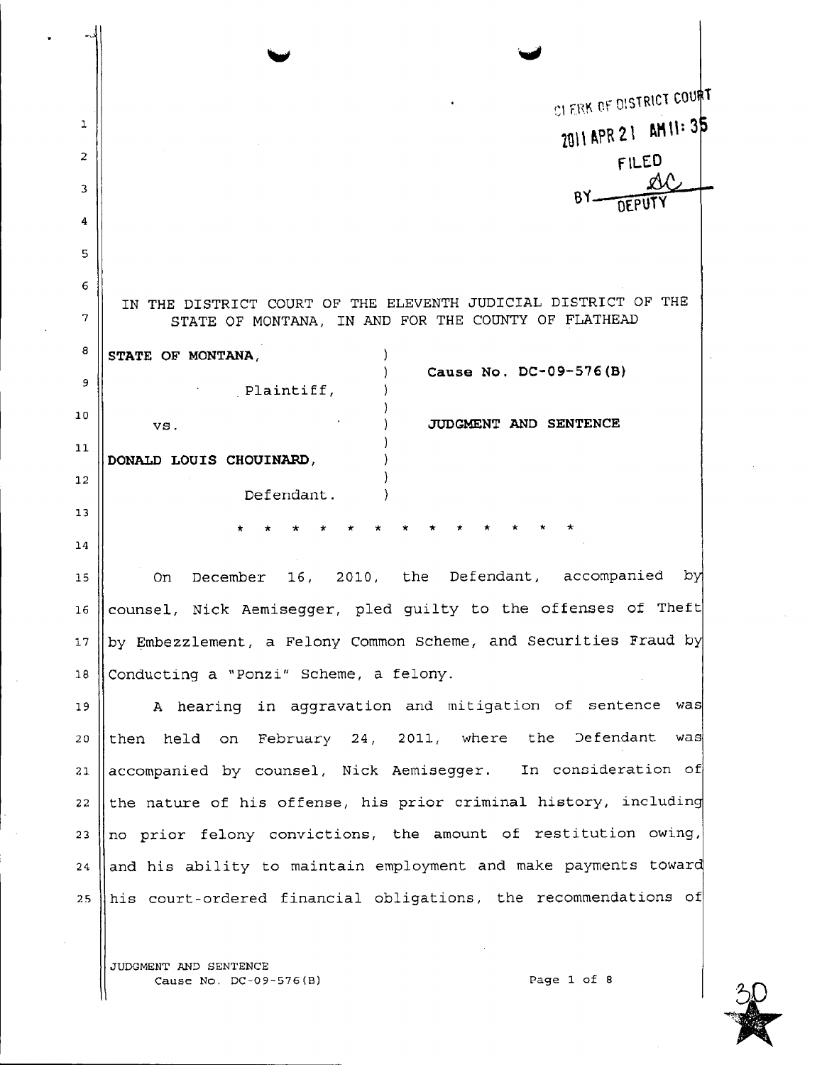CLERK OF DISTRICT COURT
2011 APR 21 AM 11: 35
FILED
BY ___ DEPUTY

IN THE DISTRICT COURT OF THE ELEVENTH JUDICIAL DISTRICT OF THE STATE OF MONTANA, IN AND FOR THE COUNTY OF FLATHEAD

| | |
|---|---|
| **STATE OF MONTANA,** Plaintiff, | **Cause No. DC-09-576(B)** |
| vs. | **JUDGMENT AND SENTENCE** |
| **DONALD LOUIS CHOUINARD,** Defendant. | |

* * * * * * * * * * * * * *

On December 16, 2010, the Defendant, accompanied by counsel, Nick Aemisegger, pled guilty to the offenses of Theft by Embezzlement, a Felony Common Scheme, and Securities Fraud by Conducting a "Ponzi" Scheme, a felony.

A hearing in aggravation and mitigation of sentence was then held on February 24, 2011, where the Defendant was accompanied by counsel, Nick Aemisegger. In consideration of the nature of his offense, his prior criminal history, including no prior felony convictions, the amount of restitution owing, and his ability to maintain employment and make payments toward his court-ordered financial obligations, the recommendations of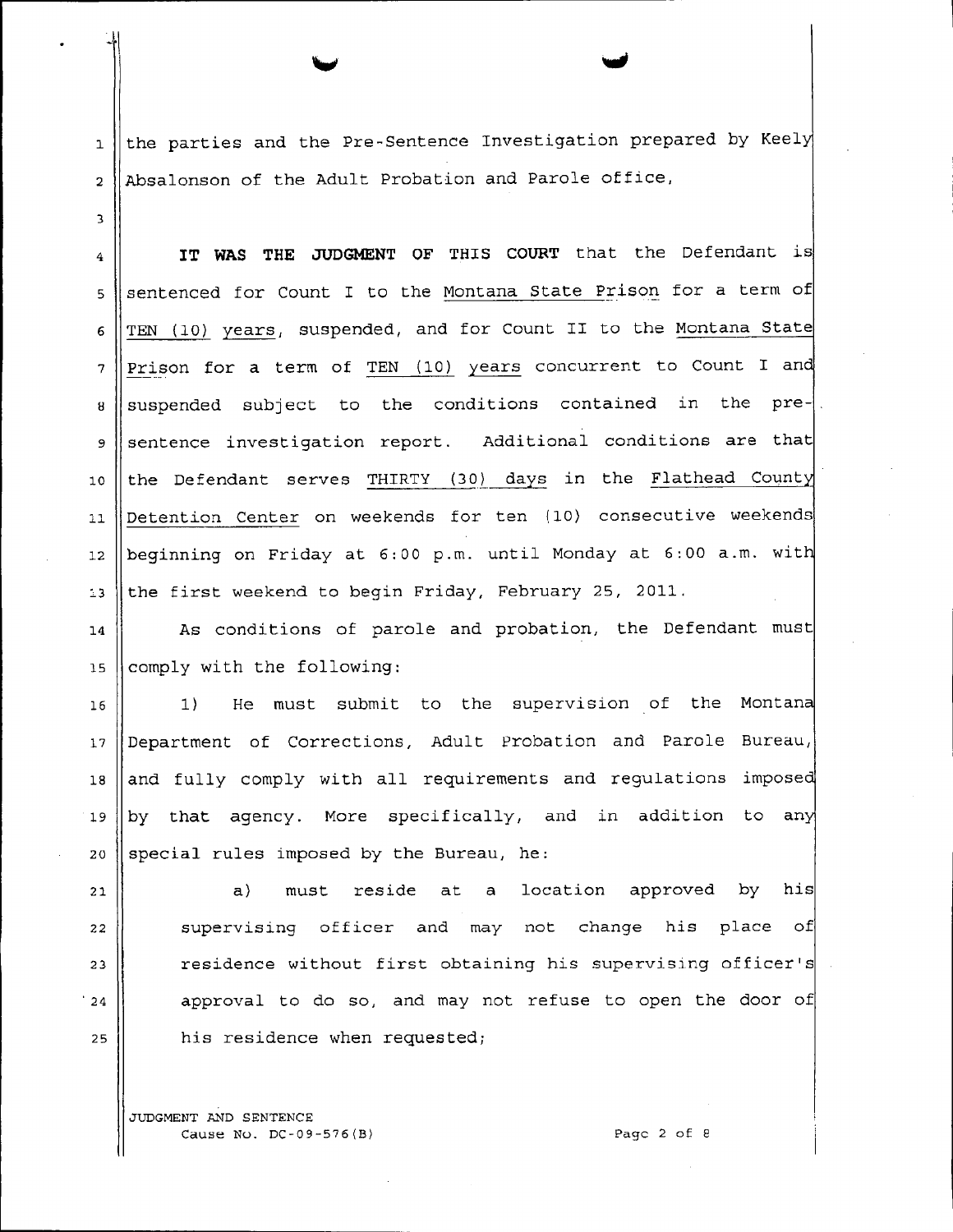the parties and the Pre-Sentence Investigation prepared by Keely Absalonson of the Adult Probation and Parole office,

**IT WAS THE JUDGMENT OF THIS COURT** that the Defendant is sentenced for Count I to the Montana State Prison for a term of TEN (10) years, suspended, and for Count II to the Montana State Prison for a term of TEN (10) years concurrent to Count I and suspended subject to the conditions contained in the pre-sentence investigation report. Additional conditions are that the Defendant serves THIRTY (30) days in the Flathead County Detention Center on weekends for ten (10) consecutive weekends beginning on Friday at 6:00 p.m. until Monday at 6:00 a.m. with the first weekend to begin Friday, February 25, 2011.

As conditions of parole and probation, the Defendant must comply with the following:

1) He must submit to the supervision of the Montana Department of Corrections, Adult Probation and Parole Bureau, and fully comply with all requirements and regulations imposed by that agency. More specifically, and in addition to any special rules imposed by the Bureau, he:

a) must reside at a location approved by his supervising officer and may not change his place of residence without first obtaining his supervising officer's approval to do so, and may not refuse to open the door of his residence when requested;

JUDGMENT AND SENTENCE
Cause No. DC-09-576(B)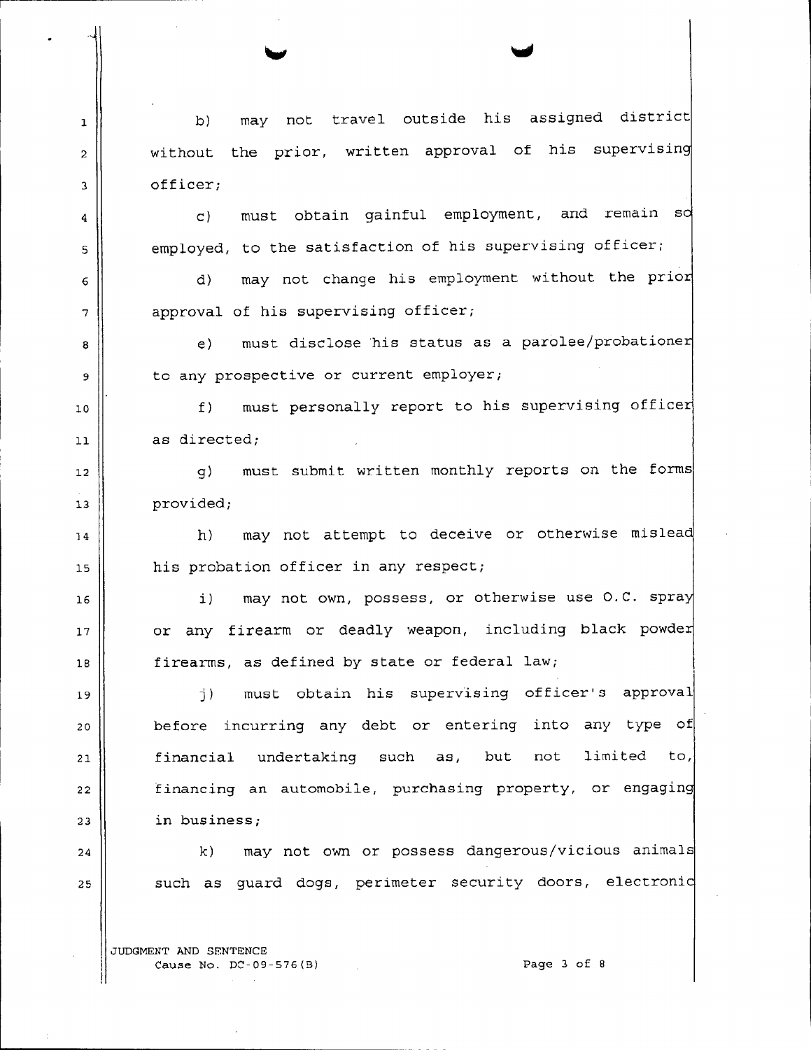b) may not travel outside his assigned district without the prior, written approval of his supervising officer;

c) must obtain gainful employment, and remain so employed, to the satisfaction of his supervising officer;

d) may not change his employment without the prior approval of his supervising officer;

e) must disclose his status as a parolee/probationer to any prospective or current employer;

f) must personally report to his supervising officer as directed;

g) must submit written monthly reports on the forms provided;

h) may not attempt to deceive or otherwise mislead his probation officer in any respect;

i) may not own, possess, or otherwise use O.C. spray or any firearm or deadly weapon, including black powder firearms, as defined by state or federal law;

j) must obtain his supervising officer's approval before incurring any debt or entering into any type of financial undertaking such as, but not limited to, financing an automobile, purchasing property, or engaging in business;

k) may not own or possess dangerous/vicious animals such as guard dogs, perimeter security doors, electronic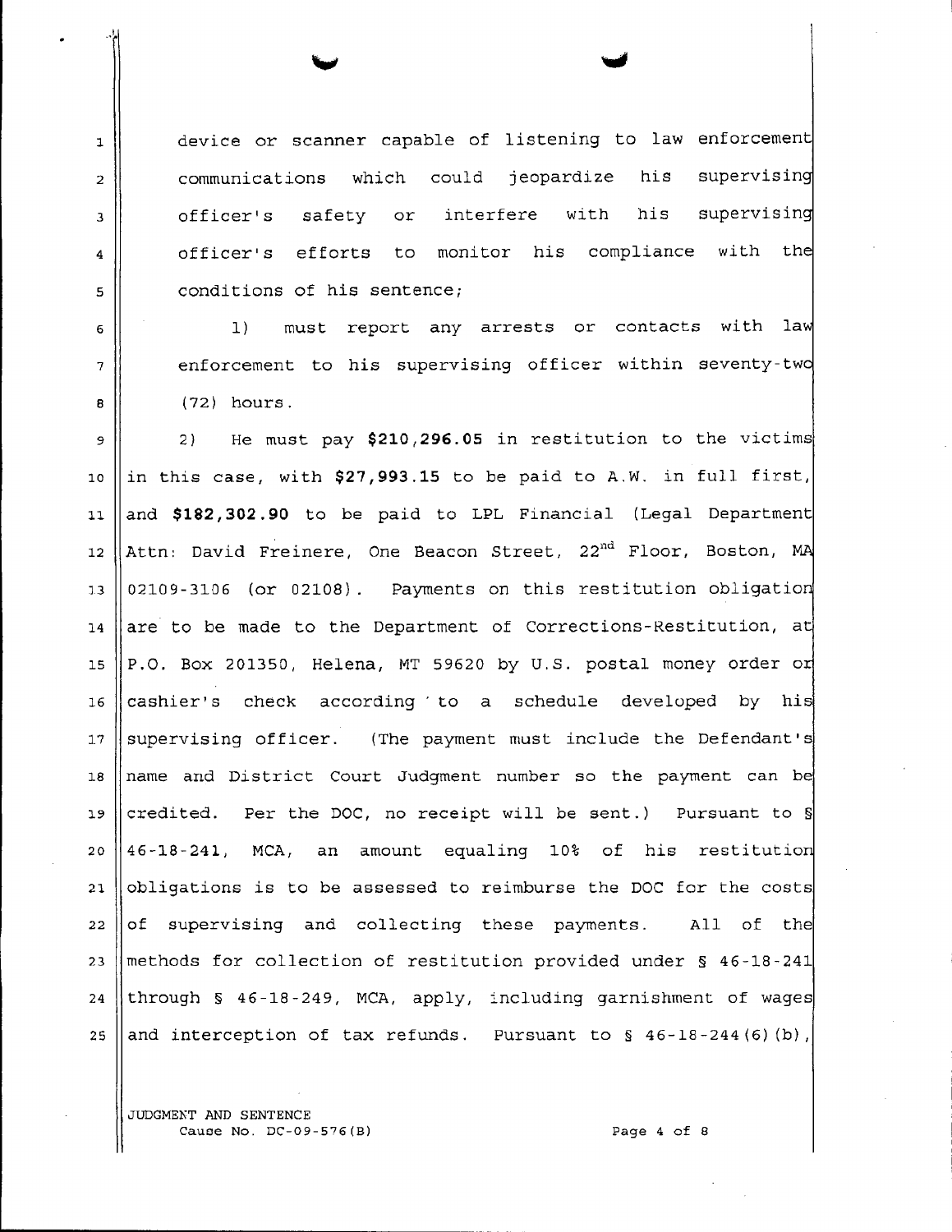device or scanner capable of listening to law enforcement communications which could jeopardize his supervising officer's safety or interfere with his supervising officer's efforts to monitor his compliance with the conditions of his sentence;

l) must report any arrests or contacts with law enforcement to his supervising officer within seventy-two (72) hours.

2) He must pay **$210,296.05** in restitution to the victims in this case, with **$27,993.15** to be paid to A.W. in full first, and **$182,302.90** to be paid to LPL Financial (Legal Department Attn: David Freinere, One Beacon Street, 22nd Floor, Boston, MA 02109-3106 (or 02108). Payments on this restitution obligation are to be made to the Department of Corrections-Restitution, at P.O. Box 201350, Helena, MT 59620 by U.S. postal money order or cashier's check according to a schedule developed by his supervising officer. (The payment must include the Defendant's name and District Court Judgment number so the payment can be credited. Per the DOC, no receipt will be sent.) Pursuant to § 46-18-241, MCA, an amount equaling 10% of his restitution obligations is to be assessed to reimburse the DOC for the costs of supervising and collecting these payments. All of the methods for collection of restitution provided under § 46-18-241 through § 46-18-249, MCA, apply, including garnishment of wages and interception of tax refunds. Pursuant to § 46-18-244(6)(b),

JUDGMENT AND SENTENCE
Cause No. DC-09-576(B)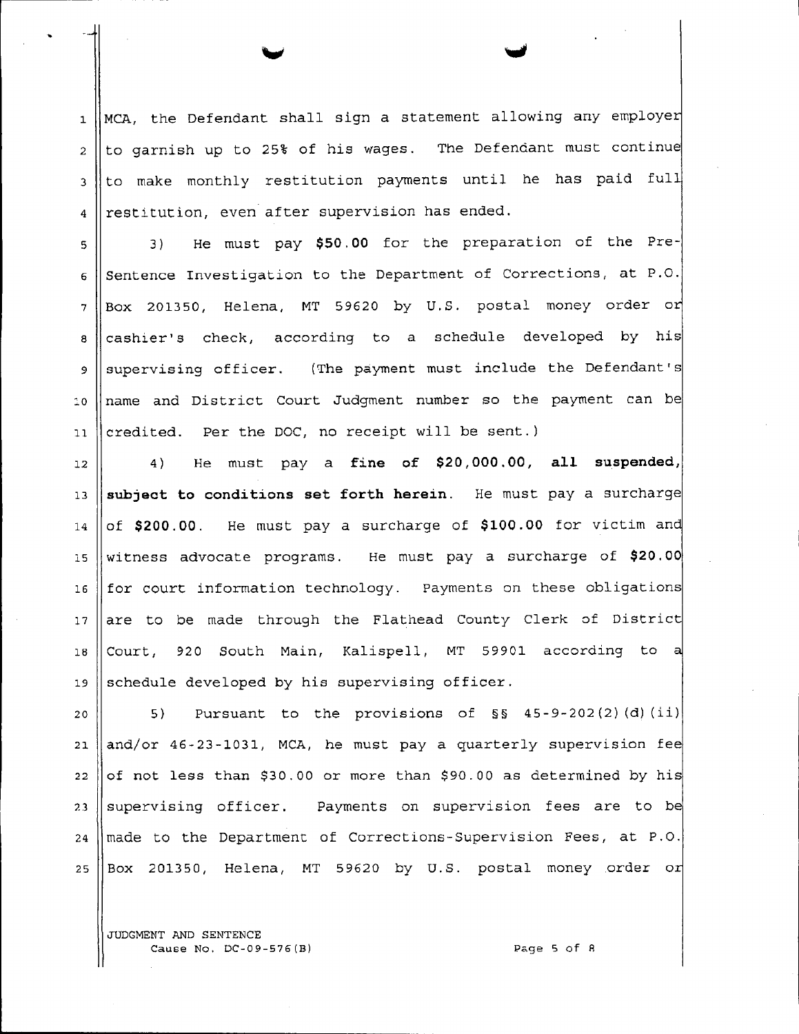MCA, the Defendant shall sign a statement allowing any employer to garnish up to 25% of his wages. The Defendant must continue to make monthly restitution payments until he has paid full restitution, even after supervision has ended.

3) He must pay **$50.00** for the preparation of the Pre-Sentence Investigation to the Department of Corrections, at P.O. Box 201350, Helena, MT 59620 by U.S. postal money order or cashier's check, according to a schedule developed by his supervising officer. (The payment must include the Defendant's name and District Court Judgment number so the payment can be credited. Per the DOC, no receipt will be sent.)

4) He must pay a **fine of $20,000.00, all suspended, subject to conditions set forth herein**. He must pay a surcharge of **$200.00**. He must pay a surcharge of **$100.00** for victim and witness advocate programs. He must pay a surcharge of **$20.00** for court information technology. Payments on these obligations are to be made through the Flathead County Clerk of District Court, 920 South Main, Kalispell, MT 59901 according to a schedule developed by his supervising officer.

5) Pursuant to the provisions of §§ 45-9-202(2)(d)(ii) and/or 46-23-1031, MCA, he must pay a quarterly supervision fee of not less than $30.00 or more than $90.00 as determined by his supervising officer. Payments on supervision fees are to be made to the Department of Corrections-Supervision Fees, at P.O. Box 201350, Helena, MT 59620 by U.S. postal money order or

JUDGMENT AND SENTENCE
Cause No. DC-09-576(B)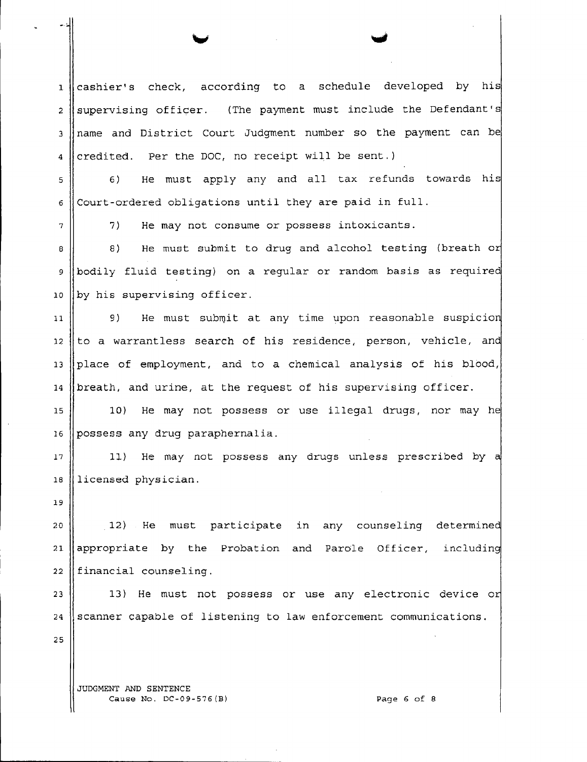cashier's check, according to a schedule developed by his supervising officer. (The payment must include the Defendant's name and District Court Judgment number so the payment can be credited. Per the DOC, no receipt will be sent.)

6) He must apply any and all tax refunds towards his Court-ordered obligations until they are paid in full.

7) He may not consume or possess intoxicants.

8) He must submit to drug and alcohol testing (breath or bodily fluid testing) on a regular or random basis as required by his supervising officer.

9) He must submit at any time upon reasonable suspicion to a warrantless search of his residence, person, vehicle, and place of employment, and to a chemical analysis of his blood, breath, and urine, at the request of his supervising officer.

10) He may not possess or use illegal drugs, nor may he possess any drug paraphernalia.

11) He may not possess any drugs unless prescribed by a licensed physician.

12) He must participate in any counseling determined appropriate by the Probation and Parole Officer, including financial counseling.

13) He must not possess or use any electronic device or scanner capable of listening to law enforcement communications.

JUDGMENT AND SENTENCE
Cause No. DC-09-576(B)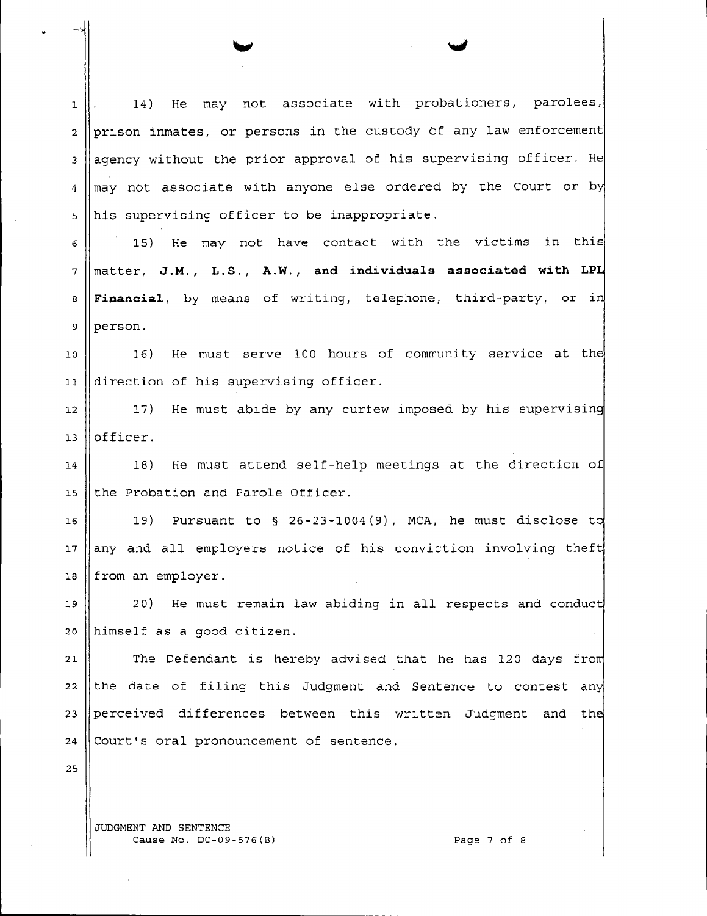14) He may not associate with probationers, parolees, prison inmates, or persons in the custody of any law enforcement agency without the prior approval of his supervising officer. He may not associate with anyone else ordered by the Court or by his supervising officer to be inappropriate.

15) He may not have contact with the victims in this matter, **J.M., L.S., A.W., and individuals associated with LPL Financial**, by means of writing, telephone, third-party, or in person.

16) He must serve 100 hours of community service at the direction of his supervising officer.

17) He must abide by any curfew imposed by his supervising officer.

18) He must attend self-help meetings at the direction of the Probation and Parole Officer.

19) Pursuant to § 26-23-1004(9), MCA, he must disclose to any and all employers notice of his conviction involving theft from an employer.

20) He must remain law abiding in all respects and conduct himself as a good citizen.

The Defendant is hereby advised that he has 120 days from the date of filing this Judgment and Sentence to contest any perceived differences between this written Judgment and the Court's oral pronouncement of sentence.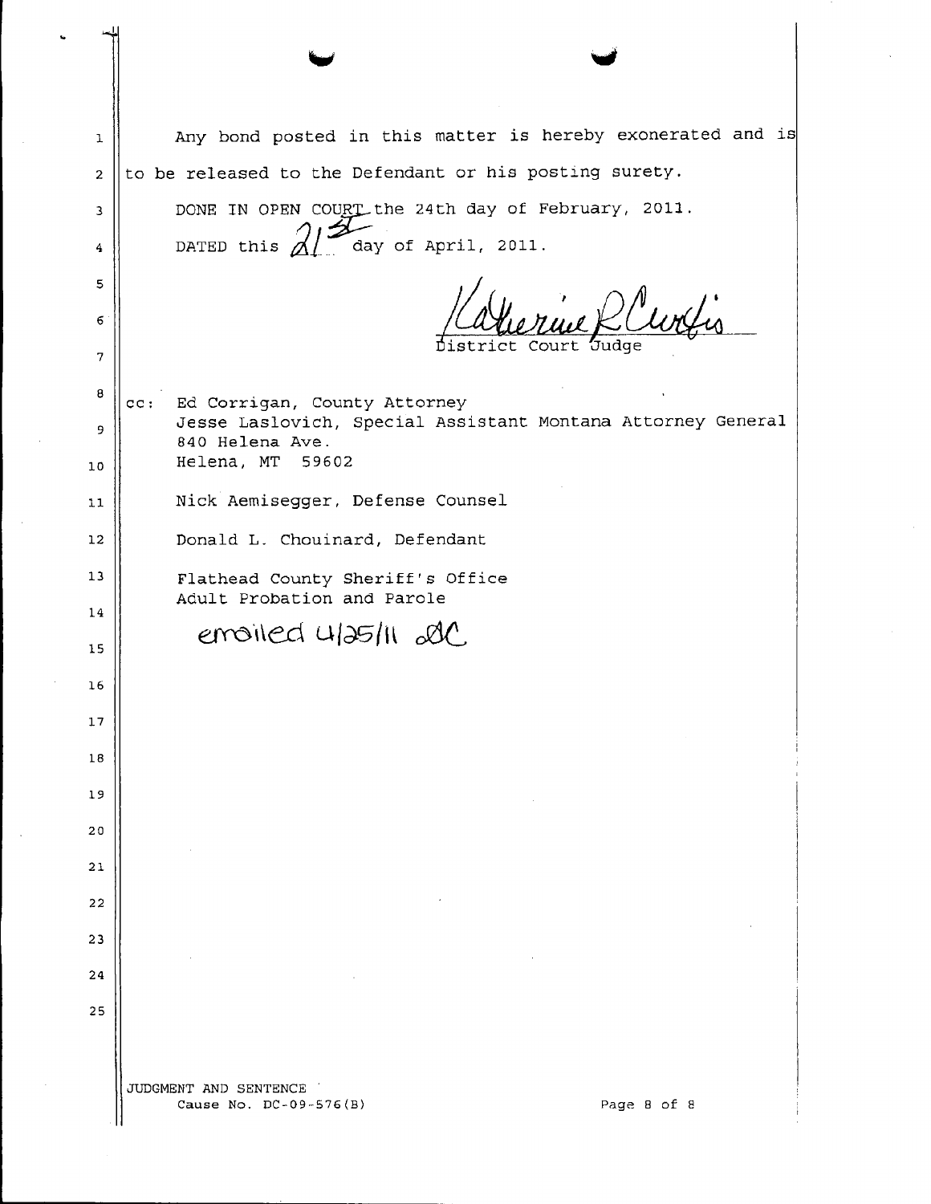Any bond posted in this matter is hereby exonerated and is to be released to the Defendant or his posting surety.

DONE IN OPEN COURT the 24th day of February, 2011.

DATED this 21st day of April, 2011.

Katherine R Curtis
District Court Judge

cc: Ed Corrigan, County Attorney
Jesse Laslovich, Special Assistant Montana Attorney General
840 Helena Ave.
Helena, MT 59602

Nick Aemisegger, Defense Counsel

Donald L. Chouinard, Defendant

Flathead County Sheriff's Office
Adult Probation and Parole

emailed 4/25/11 DC

JUDGMENT AND SENTENCE
Cause No. DC-09-576(B)